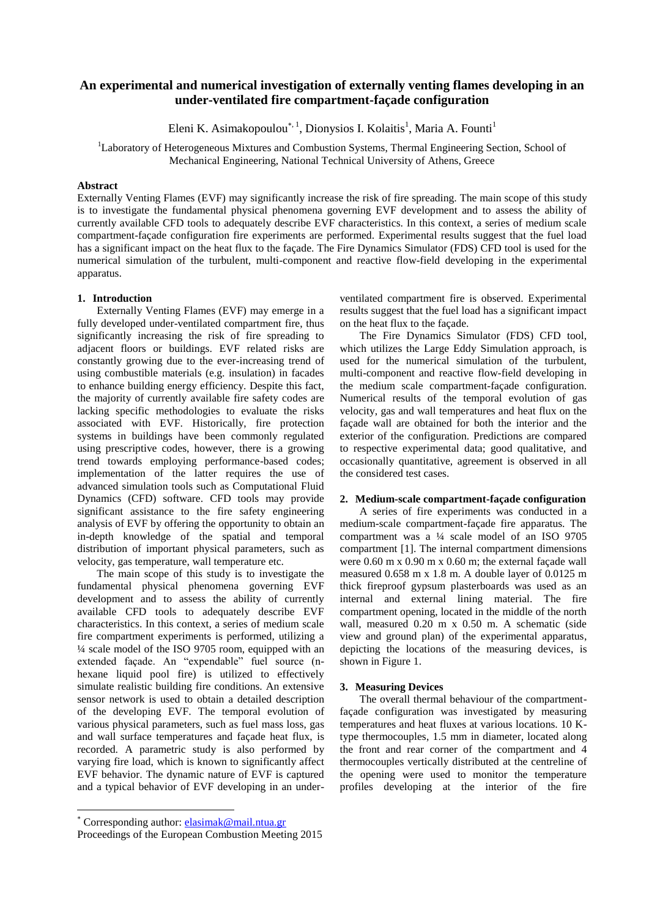# An experimental and numerical investigation of externally venting flames developing in an under-ventilated fire compartment-façade configuration

Eleni K. Asimakopoulou[*,1], Dionysios I. Kolaitis[1], Maria A. Founti[1]

[1]Laboratory of Heterogeneous Mixtures and Combustion Systems, Thermal Engineering Section, School of Mechanical Engineering, National Technical University of Athens, Greece

## Abstract

Externally Venting Flames (EVF) may significantly increase the risk of fire spreading. The main scope of this study is to investigate the fundamental physical phenomena governing EVF development and to assess the ability of currently available CFD tools to adequately describe EVF characteristics. In this context, a series of medium scale compartment-façade configuration fire experiments are performed. Experimental results suggest that the fuel load has a significant impact on the heat flux to the façade. The Fire Dynamics Simulator (FDS) CFD tool is used for the numerical simulation of the turbulent, multi-component and reactive flow-field developing in the experimental apparatus.

## 1. Introduction

Externally Venting Flames (EVF) may emerge in a fully developed under-ventilated compartment fire, thus significantly increasing the risk of fire spreading to adjacent floors or buildings. EVF related risks are constantly growing due to the ever-increasing trend of using combustible materials (e.g. insulation) in facades to enhance building energy efficiency. Despite this fact, the majority of currently available fire safety codes are lacking specific methodologies to evaluate the risks associated with EVF. Historically, fire protection systems in buildings have been commonly regulated using prescriptive codes, however, there is a growing trend towards employing performance-based codes; implementation of the latter requires the use of advanced simulation tools such as Computational Fluid Dynamics (CFD) software. CFD tools may provide significant assistance to the fire safety engineering analysis of EVF by offering the opportunity to obtain an in-depth knowledge of the spatial and temporal distribution of important physical parameters, such as velocity, gas temperature, wall temperature etc.

The main scope of this study is to investigate the fundamental physical phenomena governing EVF development and to assess the ability of currently available CFD tools to adequately describe EVF characteristics. In this context, a series of medium scale fire compartment experiments is performed, utilizing a ¼ scale model of the ISO 9705 room, equipped with an extended façade. An "expendable" fuel source (n-hexane liquid pool fire) is utilized to effectively simulate realistic building fire conditions. An extensive sensor network is used to obtain a detailed description of the developing EVF. The temporal evolution of various physical parameters, such as fuel mass loss, gas and wall surface temperatures and façade heat flux, is recorded. A parametric study is also performed by varying fire load, which is known to significantly affect EVF behavior. The dynamic nature of EVF is captured and a typical behavior of EVF developing in an under-ventilated compartment fire is observed. Experimental results suggest that the fuel load has a significant impact on the heat flux to the façade.

The Fire Dynamics Simulator (FDS) CFD tool, which utilizes the Large Eddy Simulation approach, is used for the numerical simulation of the turbulent, multi-component and reactive flow-field developing in the medium scale compartment-façade configuration. Numerical results of the temporal evolution of gas velocity, gas and wall temperatures and heat flux on the façade wall are obtained for both the interior and the exterior of the configuration. Predictions are compared to respective experimental data; good qualitative, and occasionally quantitative, agreement is observed in all the considered test cases.

## 2. Medium-scale compartment-façade configuration

A series of fire experiments was conducted in a medium-scale compartment-façade fire apparatus. The compartment was a ¼ scale model of an ISO 9705 compartment [1]. The internal compartment dimensions were 0.60 m x 0.90 m x 0.60 m; the external façade wall measured 0.658 m x 1.8 m. A double layer of 0.0125 m thick fireproof gypsum plasterboards was used as an internal and external lining material. The fire compartment opening, located in the middle of the north wall, measured 0.20 m x 0.50 m. A schematic (side view and ground plan) of the experimental apparatus, depicting the locations of the measuring devices, is shown in Figure 1.

## 3. Measuring Devices

The overall thermal behaviour of the compartment-façade configuration was investigated by measuring temperatures and heat fluxes at various locations. 10 K-type thermocouples, 1.5 mm in diameter, located along the front and rear corner of the compartment and 4 thermocouples vertically distributed at the centreline of the opening were used to monitor the temperature profiles developing at the interior of the fire

[*] Corresponding author: elasimak@mail.ntua.gr

Proceedings of the European Combustion Meeting 2015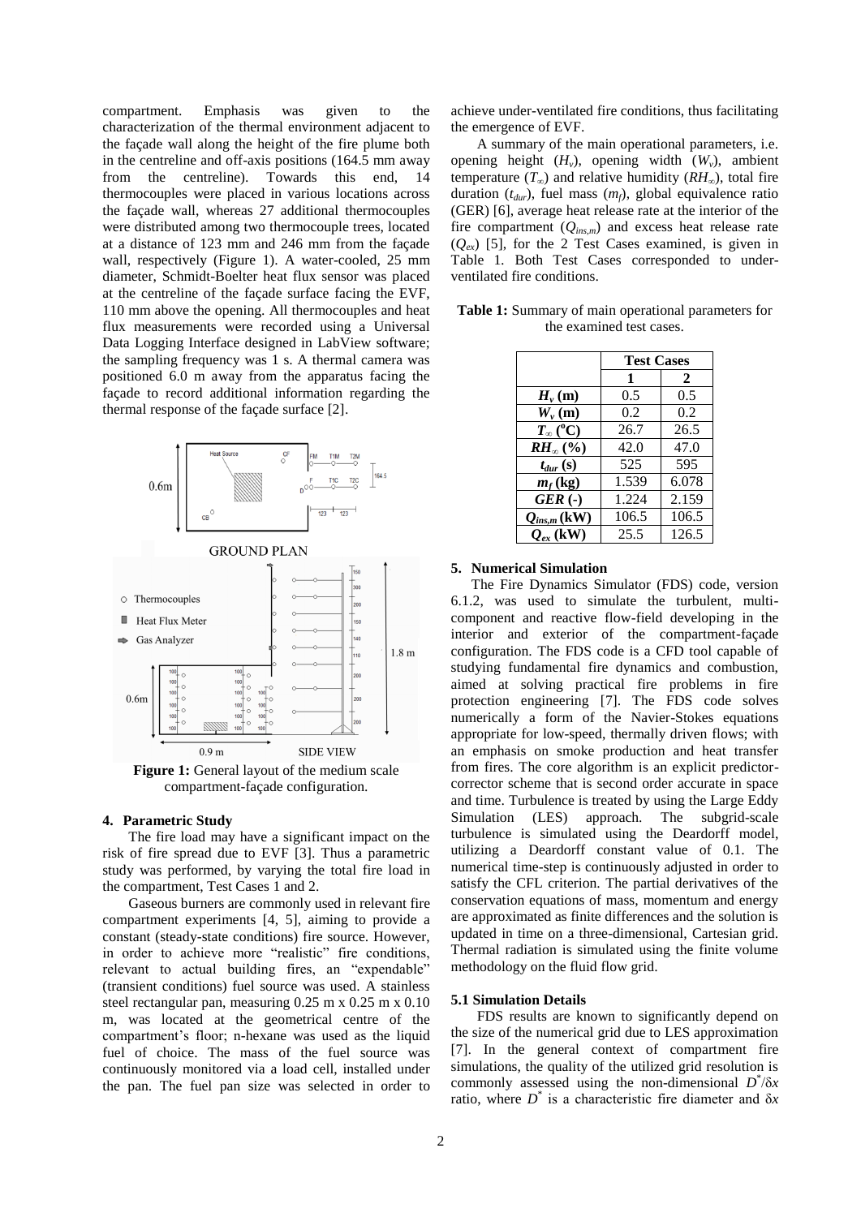compartment. Emphasis was given to the characterization of the thermal environment adjacent to the façade wall along the height of the fire plume both in the centreline and off-axis positions (164.5 mm away from the centreline). Towards this end, 14 thermocouples were placed in various locations across the façade wall, whereas 27 additional thermocouples were distributed among two thermocouple trees, located at a distance of 123 mm and 246 mm from the façade wall, respectively (Figure 1). A water-cooled, 25 mm diameter, Schmidt-Boelter heat flux sensor was placed at the centreline of the façade surface facing the EVF, 110 mm above the opening. All thermocouples and heat flux measurements were recorded using a Universal Data Logging Interface designed in LabView software; the sampling frequency was 1 s. A thermal camera was positioned 6.0 m away from the apparatus facing the façade to record additional information regarding the thermal response of the façade surface [2].

**Figure 1:** General layout of the medium scale compartment-façade configuration.

## 4. Parametric Study

The fire load may have a significant impact on the risk of fire spread due to EVF [3]. Thus a parametric study was performed, by varying the total fire load in the compartment, Test Cases 1 and 2.

Gaseous burners are commonly used in relevant fire compartment experiments [4, 5], aiming to provide a constant (steady-state conditions) fire source. However, in order to achieve more "realistic" fire conditions, relevant to actual building fires, an "expendable" (transient conditions) fuel source was used. A stainless steel rectangular pan, measuring 0.25 m x 0.25 m x 0.10 m, was located at the geometrical centre of the compartment's floor; n-hexane was used as the liquid fuel of choice. The mass of the fuel source was continuously monitored via a load cell, installed under the pan. The fuel pan size was selected in order to achieve under-ventilated fire conditions, thus facilitating the emergence of EVF.

A summary of the main operational parameters, i.e. opening height ($H_v$), opening width ($W_v$), ambient temperature ($T_\infty$) and relative humidity ($RH_\infty$), total fire duration ($t_{dur}$), fuel mass ($m_f$), global equivalence ratio (GER) [6], average heat release rate at the interior of the fire compartment ($Q_{ins,m}$) and excess heat release rate ($Q_{ex}$) [5], for the 2 Test Cases examined, is given in Table 1. Both Test Cases corresponded to under-ventilated fire conditions.

**Table 1:** Summary of main operational parameters for the examined test cases.

| | Test Cases | |
|---|---|---|
| | **1** | **2** |
| $H_v$ (m) | 0.5 | 0.5 |
| $W_v$ (m) | 0.2 | 0.2 |
| $T_\infty$ (°C) | 26.7 | 26.5 |
| $RH_\infty$ (%) | 42.0 | 47.0 |
| $t_{dur}$ (s) | 525 | 595 |
| $m_f$ (kg) | 1.539 | 6.078 |
| $GER$ (-) | 1.224 | 2.159 |
| $Q_{ins,m}$ (kW) | 106.5 | 106.5 |
| $Q_{ex}$ (kW) | 25.5 | 126.5 |

## 5. Numerical Simulation

The Fire Dynamics Simulator (FDS) code, version 6.1.2, was used to simulate the turbulent, multi-component and reactive flow-field developing in the interior and exterior of the compartment-façade configuration. The FDS code is a CFD tool capable of studying fundamental fire dynamics and combustion, aimed at solving practical fire problems in fire protection engineering [7]. The FDS code solves numerically a form of the Navier-Stokes equations appropriate for low-speed, thermally driven flows; with an emphasis on smoke production and heat transfer from fires. The core algorithm is an explicit predictor-corrector scheme that is second order accurate in space and time. Turbulence is treated by using the Large Eddy Simulation (LES) approach. The subgrid-scale turbulence is simulated using the Deardorff model, utilizing a Deardorff constant value of 0.1. The numerical time-step is continuously adjusted in order to satisfy the CFL criterion. The partial derivatives of the conservation equations of mass, momentum and energy are approximated as finite differences and the solution is updated in time on a three-dimensional, Cartesian grid. Thermal radiation is simulated using the finite volume methodology on the fluid flow grid.

### 5.1 Simulation Details

FDS results are known to significantly depend on the size of the numerical grid due to LES approximation [7]. In the general context of compartment fire simulations, the quality of the utilized grid resolution is commonly assessed using the non-dimensional $D^*/\delta x$ ratio, where $D^*$ is a characteristic fire diameter and $\delta x$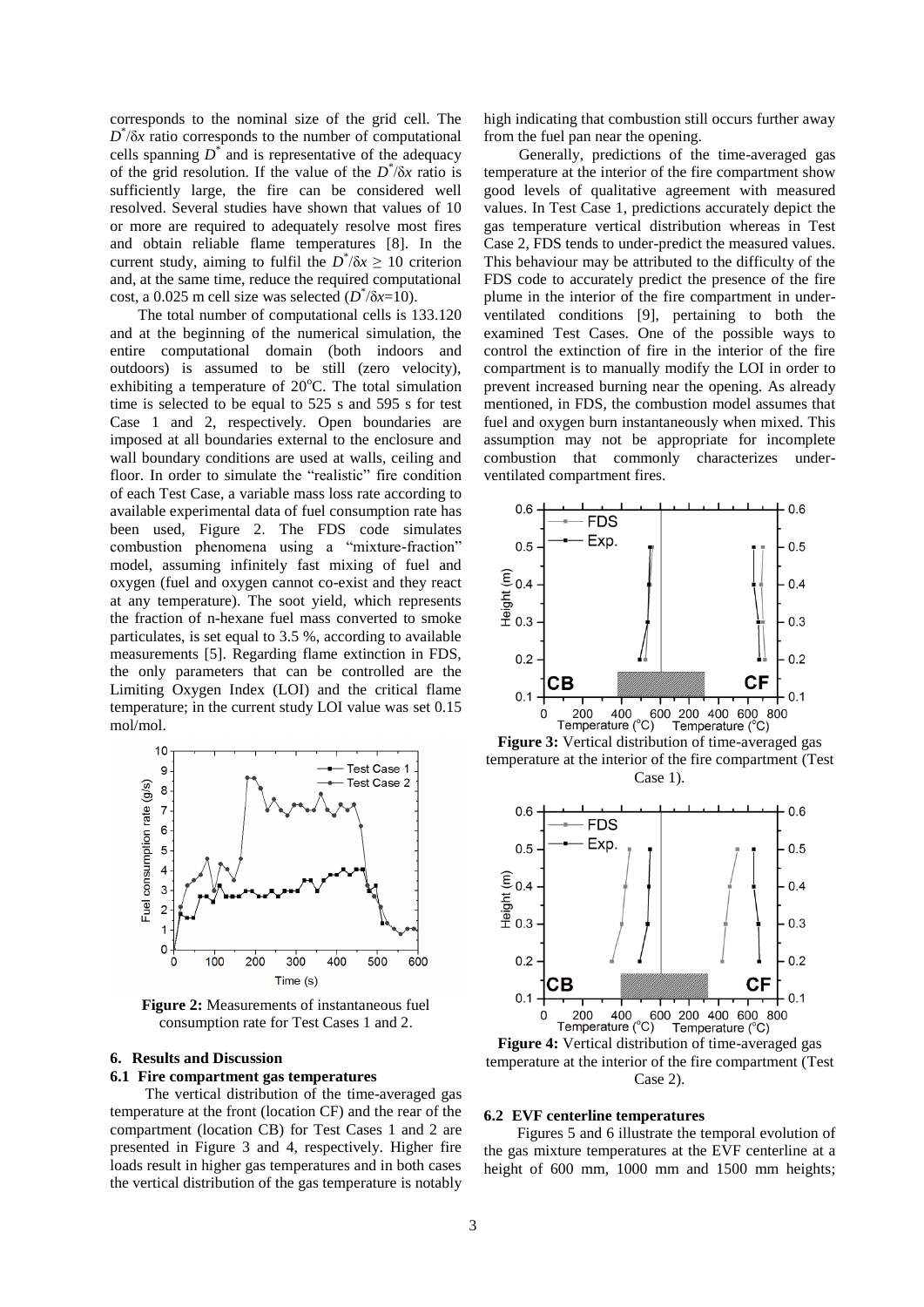corresponds to the nominal size of the grid cell. The $D^*/\delta x$ ratio corresponds to the number of computational cells spanning $D^*$ and is representative of the adequacy of the grid resolution. If the value of the $D^*/\delta x$ ratio is sufficiently large, the fire can be considered well resolved. Several studies have shown that values of 10 or more are required to adequately resolve most fires and obtain reliable flame temperatures [8]. In the current study, aiming to fulfil the $D^*/\delta x \geq 10$ criterion and, at the same time, reduce the required computational cost, a 0.025 m cell size was selected ($D^*/\delta x$=10).

The total number of computational cells is 133.120 and at the beginning of the numerical simulation, the entire computational domain (both indoors and outdoors) is assumed to be still (zero velocity), exhibiting a temperature of 20°C. The total simulation time is selected to be equal to 525 s and 595 s for test Case 1 and 2, respectively. Open boundaries are imposed at all boundaries external to the enclosure and wall boundary conditions are used at walls, ceiling and floor. In order to simulate the "realistic" fire condition of each Test Case, a variable mass loss rate according to available experimental data of fuel consumption rate has been used, Figure 2. The FDS code simulates combustion phenomena using a "mixture-fraction" model, assuming infinitely fast mixing of fuel and oxygen (fuel and oxygen cannot co-exist and they react at any temperature). The soot yield, which represents the fraction of n-hexane fuel mass converted to smoke particulates, is set equal to 3.5 %, according to available measurements [5]. Regarding flame extinction in FDS, the only parameters that can be controlled are the Limiting Oxygen Index (LOI) and the critical flame temperature; in the current study LOI value was set 0.15 mol/mol.

**Figure 2:** Measurements of instantaneous fuel consumption rate for Test Cases 1 and 2.

## 6. Results and Discussion

### 6.1 Fire compartment gas temperatures

The vertical distribution of the time-averaged gas temperature at the front (location CF) and the rear of the compartment (location CB) for Test Cases 1 and 2 are presented in Figure 3 and 4, respectively. Higher fire loads result in higher gas temperatures and in both cases the vertical distribution of the gas temperature is notably high indicating that combustion still occurs further away from the fuel pan near the opening.

Generally, predictions of the time-averaged gas temperature at the interior of the fire compartment show good levels of qualitative agreement with measured values. In Test Case 1, predictions accurately depict the gas temperature vertical distribution whereas in Test Case 2, FDS tends to under-predict the measured values. This behaviour may be attributed to the difficulty of the FDS code to accurately predict the presence of the fire plume in the interior of the fire compartment in under-ventilated conditions [9], pertaining to both the examined Test Cases. One of the possible ways to control the extinction of fire in the interior of the fire compartment is to manually modify the LOI in order to prevent increased burning near the opening. As already mentioned, in FDS, the combustion model assumes that fuel and oxygen burn instantaneously when mixed. This assumption may not be appropriate for incomplete combustion that commonly characterizes under-ventilated compartment fires.

**Figure 3:** Vertical distribution of time-averaged gas temperature at the interior of the fire compartment (Test Case 1).

**Figure 4:** Vertical distribution of time-averaged gas temperature at the interior of the fire compartment (Test Case 2).

### 6.2 EVF centerline temperatures

Figures 5 and 6 illustrate the temporal evolution of the gas mixture temperatures at the EVF centerline at a height of 600 mm, 1000 mm and 1500 mm heights;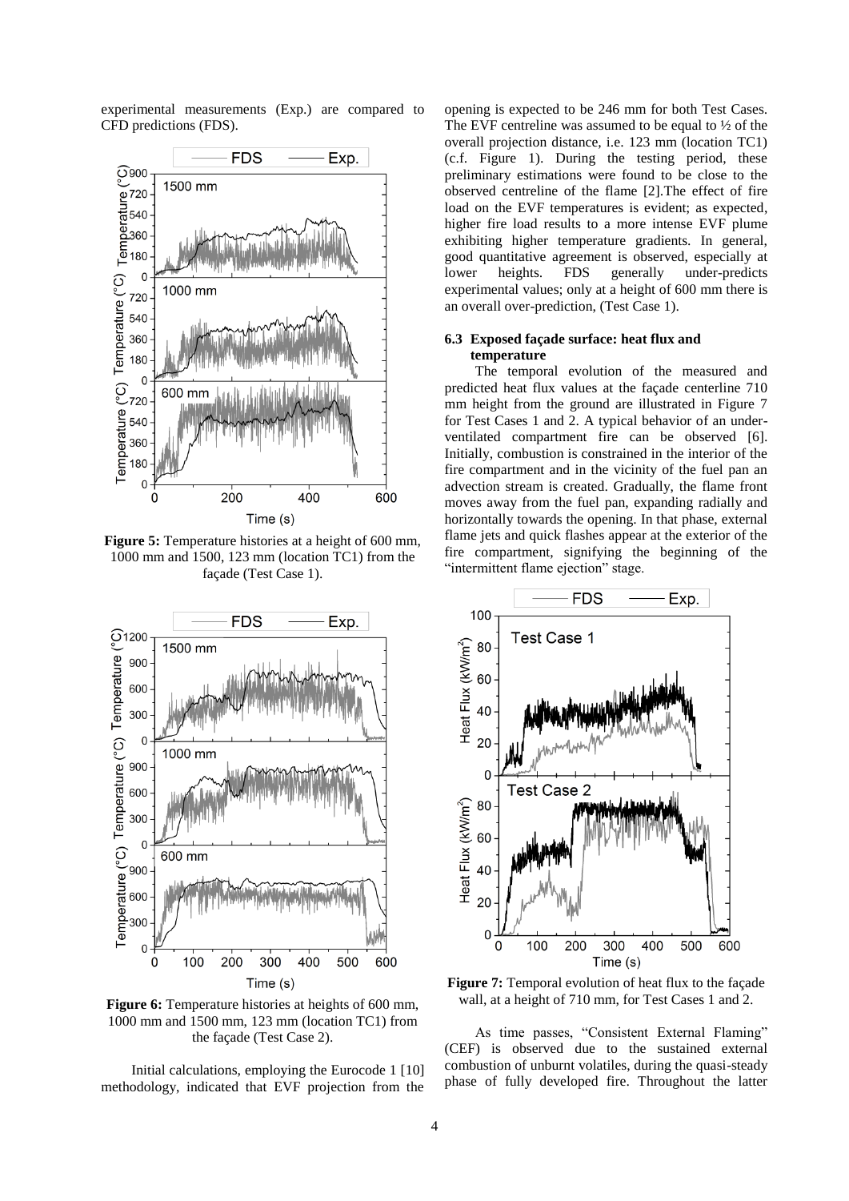experimental measurements (Exp.) are compared to CFD predictions (FDS).

**Figure 5:** Temperature histories at a height of 600 mm, 1000 mm and 1500, 123 mm (location TC1) from the façade (Test Case 1).

**Figure 6:** Temperature histories at heights of 600 mm, 1000 mm and 1500 mm, 123 mm (location TC1) from the façade (Test Case 2).

Initial calculations, employing the Eurocode 1 [10] methodology, indicated that EVF projection from the opening is expected to be 246 mm for both Test Cases. The EVF centreline was assumed to be equal to ½ of the overall projection distance, i.e. 123 mm (location TC1) (c.f. Figure 1). During the testing period, these preliminary estimations were found to be close to the observed centreline of the flame [2].The effect of fire load on the EVF temperatures is evident; as expected, higher fire load results to a more intense EVF plume exhibiting higher temperature gradients. In general, good quantitative agreement is observed, especially at lower heights. FDS generally under-predicts experimental values; only at a height of 600 mm there is an overall over-prediction, (Test Case 1).

### 6.3 Exposed façade surface: heat flux and temperature

The temporal evolution of the measured and predicted heat flux values at the façade centerline 710 mm height from the ground are illustrated in Figure 7 for Test Cases 1 and 2. A typical behavior of an under-ventilated compartment fire can be observed [6]. Initially, combustion is constrained in the interior of the fire compartment and in the vicinity of the fuel pan an advection stream is created. Gradually, the flame front moves away from the fuel pan, expanding radially and horizontally towards the opening. In that phase, external flame jets and quick flashes appear at the exterior of the fire compartment, signifying the beginning of the "intermittent flame ejection" stage.

**Figure 7:** Temporal evolution of heat flux to the façade wall, at a height of 710 mm, for Test Cases 1 and 2.

As time passes, "Consistent External Flaming" (CEF) is observed due to the sustained external combustion of unburnt volatiles, during the quasi-steady phase of fully developed fire. Throughout the latter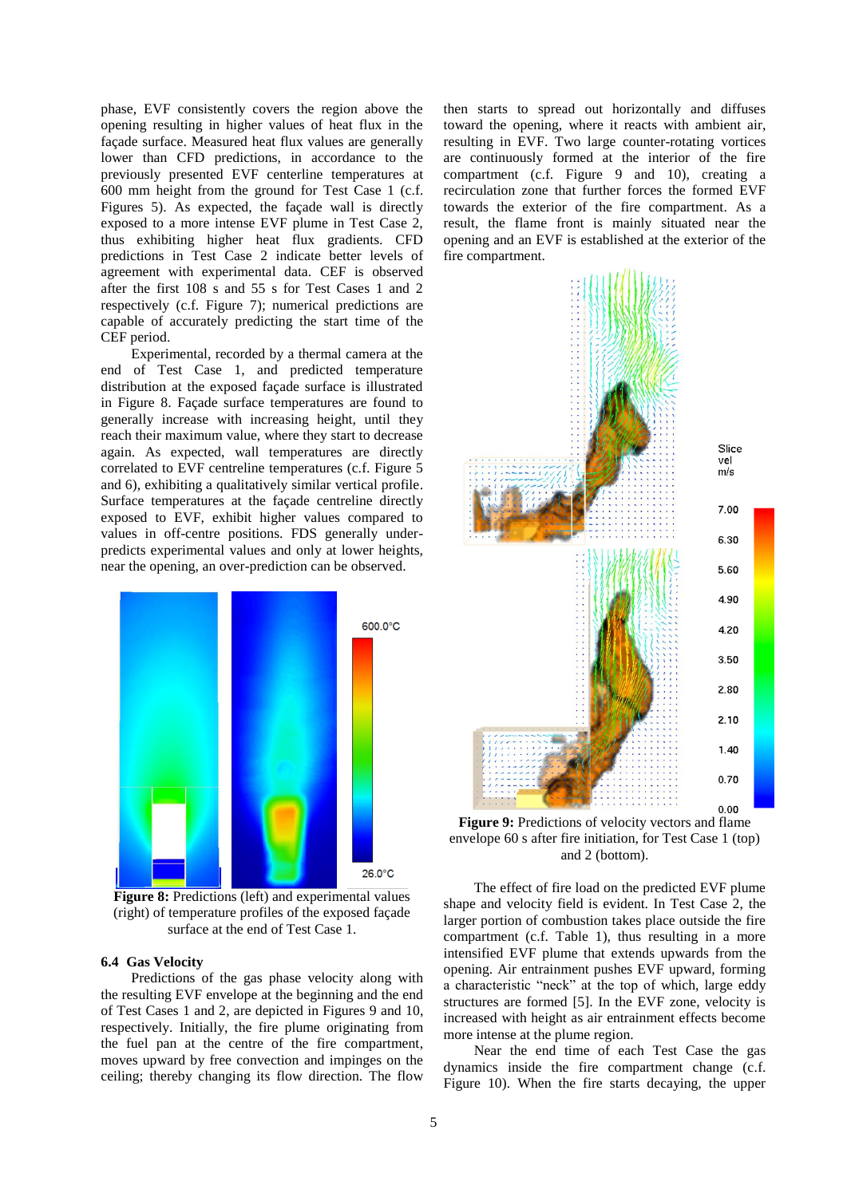phase, EVF consistently covers the region above the opening resulting in higher values of heat flux in the façade surface. Measured heat flux values are generally lower than CFD predictions, in accordance to the previously presented EVF centerline temperatures at 600 mm height from the ground for Test Case 1 (c.f. Figures 5). As expected, the façade wall is directly exposed to a more intense EVF plume in Test Case 2, thus exhibiting higher heat flux gradients. CFD predictions in Test Case 2 indicate better levels of agreement with experimental data. CEF is observed after the first 108 s and 55 s for Test Cases 1 and 2 respectively (c.f. Figure 7); numerical predictions are capable of accurately predicting the start time of the CEF period.

Experimental, recorded by a thermal camera at the end of Test Case 1, and predicted temperature distribution at the exposed façade surface is illustrated in Figure 8. Façade surface temperatures are found to generally increase with increasing height, until they reach their maximum value, where they start to decrease again. As expected, wall temperatures are directly correlated to EVF centreline temperatures (c.f. Figure 5 and 6), exhibiting a qualitatively similar vertical profile. Surface temperatures at the façade centreline directly exposed to EVF, exhibit higher values compared to values in off-centre positions. FDS generally under-predicts experimental values and only at lower heights, near the opening, an over-prediction can be observed.

**Figure 8:** Predictions (left) and experimental values (right) of temperature profiles of the exposed façade surface at the end of Test Case 1.

### 6.4 Gas Velocity

Predictions of the gas phase velocity along with the resulting EVF envelope at the beginning and the end of Test Cases 1 and 2, are depicted in Figures 9 and 10, respectively. Initially, the fire plume originating from the fuel pan at the centre of the fire compartment, moves upward by free convection and impinges on the ceiling; thereby changing its flow direction. The flow then starts to spread out horizontally and diffuses toward the opening, where it reacts with ambient air, resulting in EVF. Two large counter-rotating vortices are continuously formed at the interior of the fire compartment (c.f. Figure 9 and 10), creating a recirculation zone that further forces the formed EVF towards the exterior of the fire compartment. As a result, the flame front is mainly situated near the opening and an EVF is established at the exterior of the fire compartment.

**Figure 9:** Predictions of velocity vectors and flame envelope 60 s after fire initiation, for Test Case 1 (top) and 2 (bottom).

The effect of fire load on the predicted EVF plume shape and velocity field is evident. In Test Case 2, the larger portion of combustion takes place outside the fire compartment (c.f. Table 1), thus resulting in a more intensified EVF plume that extends upwards from the opening. Air entrainment pushes EVF upward, forming a characteristic "neck" at the top of which, large eddy structures are formed [5]. In the EVF zone, velocity is increased with height as air entrainment effects become more intense at the plume region.

Near the end time of each Test Case the gas dynamics inside the fire compartment change (c.f. Figure 10). When the fire starts decaying, the upper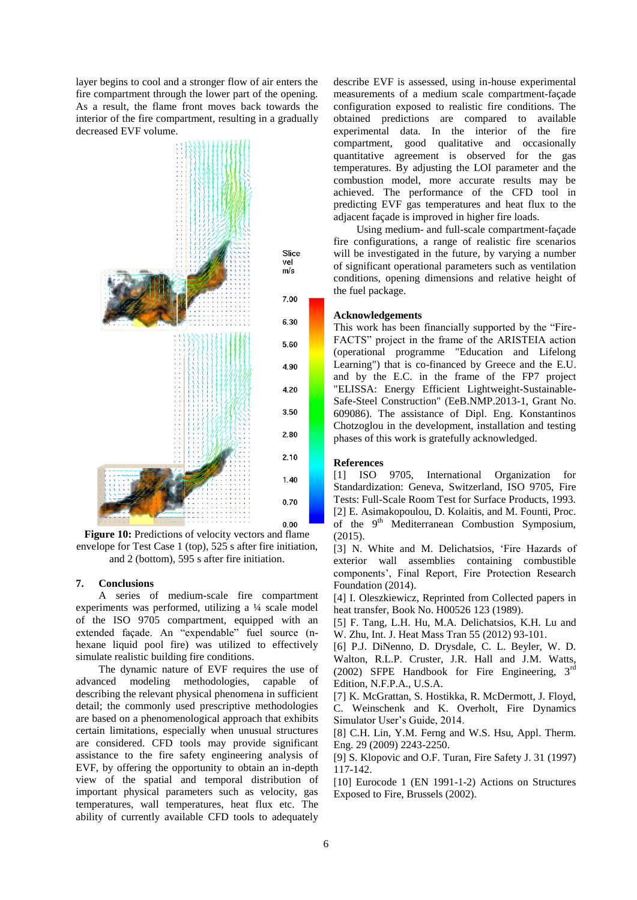layer begins to cool and a stronger flow of air enters the fire compartment through the lower part of the opening. As a result, the flame front moves back towards the interior of the fire compartment, resulting in a gradually decreased EVF volume.

Slice
vel
m/s

7.00
6.30
5.60
4.90
4.20
3.50
2.80
2.10
1.40
0.70
0.00

**Figure 10:** Predictions of velocity vectors and flame envelope for Test Case 1 (top), 525 s after fire initiation, and 2 (bottom), 595 s after fire initiation.

## 7. Conclusions

A series of medium-scale fire compartment experiments was performed, utilizing a ¼ scale model of the ISO 9705 compartment, equipped with an extended façade. An "expendable" fuel source (n-hexane liquid pool fire) was utilized to effectively simulate realistic building fire conditions.

The dynamic nature of EVF requires the use of advanced modeling methodologies, capable of describing the relevant physical phenomena in sufficient detail; the commonly used prescriptive methodologies are based on a phenomenological approach that exhibits certain limitations, especially when unusual structures are considered. CFD tools may provide significant assistance to the fire safety engineering analysis of EVF, by offering the opportunity to obtain an in-depth view of the spatial and temporal distribution of important physical parameters such as velocity, gas temperatures, wall temperatures, heat flux etc. The ability of currently available CFD tools to adequately describe EVF is assessed, using in-house experimental measurements of a medium scale compartment-façade configuration exposed to realistic fire conditions. The obtained predictions are compared to available experimental data. In the interior of the fire compartment, good qualitative and occasionally quantitative agreement is observed for the gas temperatures. By adjusting the LOI parameter and the combustion model, more accurate results may be achieved. The performance of the CFD tool in predicting EVF gas temperatures and heat flux to the adjacent façade is improved in higher fire loads.

Using medium- and full-scale compartment-façade fire configurations, a range of realistic fire scenarios will be investigated in the future, by varying a number of significant operational parameters such as ventilation conditions, opening dimensions and relative height of the fuel package.

## Acknowledgements

This work has been financially supported by the "Fire-FACTS" project in the frame of the ARISTEIA action (operational programme "Education and Lifelong Learning") that is co-financed by Greece and the E.U. and by the E.C. in the frame of the FP7 project "ELISSA: Energy Efficient Lightweight-Sustainable-Safe-Steel Construction" (EeB.NMP.2013-1, Grant No. 609086). The assistance of Dipl. Eng. Konstantinos Chotzoglou in the development, installation and testing phases of this work is gratefully acknowledged.

## References

[1] ISO 9705, International Organization for Standardization: Geneva, Switzerland, ISO 9705, Fire Tests: Full-Scale Room Test for Surface Products, 1993.
[2] E. Asimakopoulou, D. Kolaitis, and M. Founti, Proc. of the 9th Mediterranean Combustion Symposium, (2015).
[3] N. White and M. Delichatsios, 'Fire Hazards of exterior wall assemblies containing combustible components', Final Report, Fire Protection Research Foundation (2014).
[4] I. Oleszkiewicz, Reprinted from Collected papers in heat transfer, Book No. H00526 123 (1989).
[5] F. Tang, L.H. Hu, M.A. Delichatsios, K.H. Lu and W. Zhu, Int. J. Heat Mass Tran 55 (2012) 93-101.
[6] P.J. DiNenno, D. Drysdale, C. L. Beyler, W. D. Walton, R.L.P. Cruster, J.R. Hall and J.M. Watts, (2002) SFPE Handbook for Fire Engineering, 3rd Edition, N.F.P.A., U.S.A.
[7] K. McGrattan, S. Hostikka, R. McDermott, J. Floyd, C. Weinschenk and K. Overholt, Fire Dynamics Simulator User's Guide, 2014.
[8] C.H. Lin, Y.M. Ferng and W.S. Hsu, Appl. Therm. Eng. 29 (2009) 2243-2250.
[9] S. Klopovic and O.F. Turan, Fire Safety J. 31 (1997) 117-142.
[10] Eurocode 1 (EN 1991-1-2) Actions on Structures Exposed to Fire, Brussels (2002).